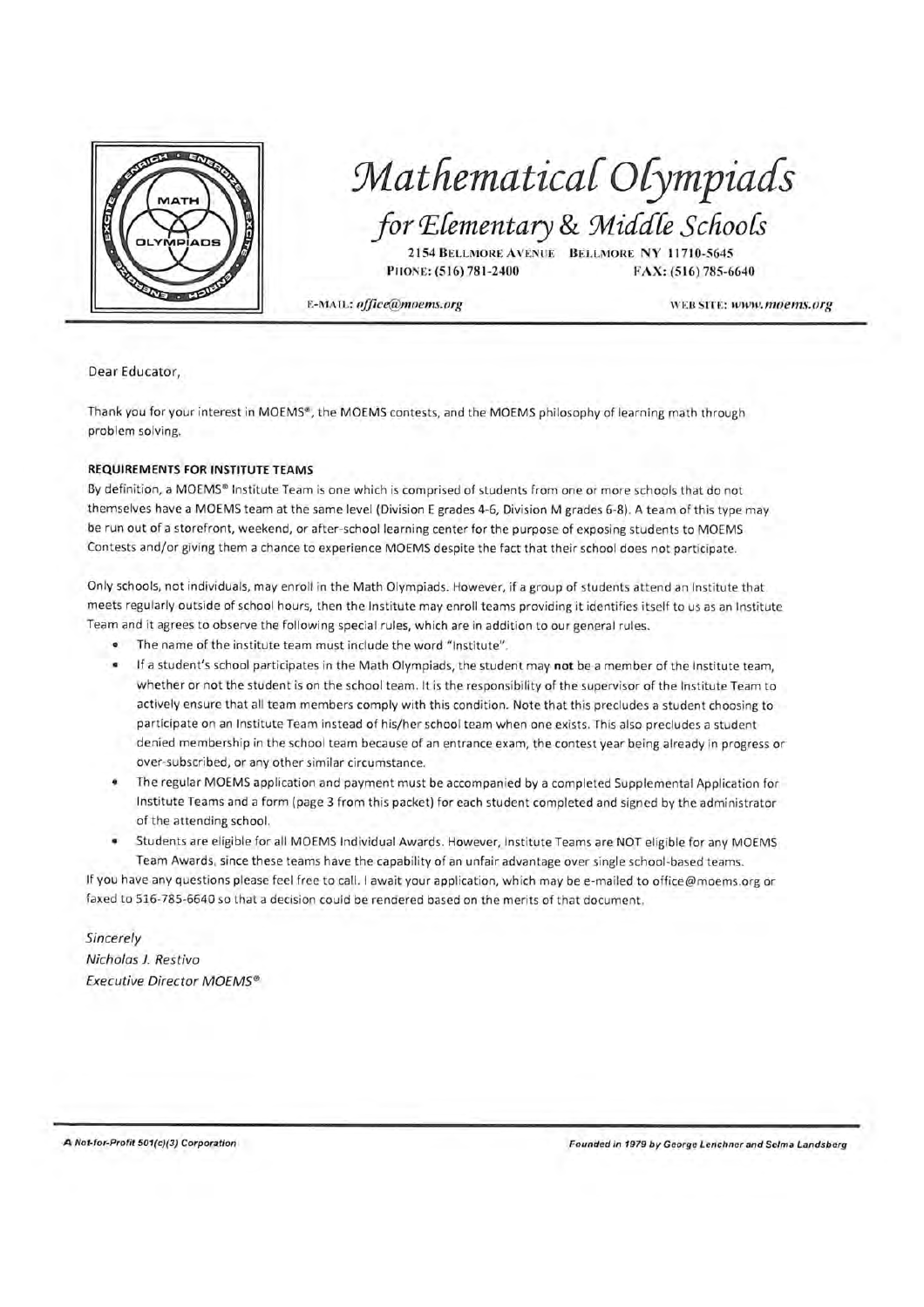# Mathematical Olympiads

## for Elementary & Middle Schools

2154 BELLMORE AVENUE BELLMORE NY 11710-5645
PHONE: (516) 781-2400 FAX: (516) 785-6640

E-MAIL: *office@moems.org* WEB SITE: *www.moems.org*

---

Dear Educator,

Thank you for your interest in MOEMS®, the MOEMS contests, and the MOEMS philosophy of learning math through problem solving.

**REQUIREMENTS FOR INSTITUTE TEAMS**

By definition, a MOEMS® Institute Team is one which is comprised of students from one or more schools that do not themselves have a MOEMS team at the same level (Division E grades 4-6, Division M grades 6-8). A team of this type may be run out of a storefront, weekend, or after-school learning center for the purpose of exposing students to MOEMS Contests and/or giving them a chance to experience MOEMS despite the fact that their school does not participate.

Only schools, not individuals, may enroll in the Math Olympiads. However, if a group of students attend an Institute that meets regularly outside of school hours, then the Institute may enroll teams providing it identifies itself to us as an Institute Team and it agrees to observe the following special rules, which are in addition to our general rules.

- The name of the institute team must include the word "Institute".
- If a student's school participates in the Math Olympiads, the student may **not** be a member of the Institute team, whether or not the student is on the school team. It is the responsibility of the supervisor of the Institute Team to actively ensure that all team members comply with this condition. Note that this precludes a student choosing to participate on an Institute Team instead of his/her school team when one exists. This also precludes a student denied membership in the school team because of an entrance exam, the contest year being already in progress or over-subscribed, or any other similar circumstance.
- The regular MOEMS application and payment must be accompanied by a completed Supplemental Application for Institute Teams and a form (page 3 from this packet) for each student completed and signed by the administrator of the attending school.
- Students are eligible for all MOEMS Individual Awards. However, Institute Teams are NOT eligible for any MOEMS Team Awards, since these teams have the capability of an unfair advantage over single school-based teams.

If you have any questions please feel free to call. I await your application, which may be e-mailed to office@moems.org or faxed to 516-785-6640 so that a decision could be rendered based on the merits of that document.

*Sincerely*
*Nicholas J. Restivo*
*Executive Director MOEMS®*

---

*A Not-for-Profit 501(c)(3) Corporation* *Founded in 1979 by George Lenchner and Selma Landsberg*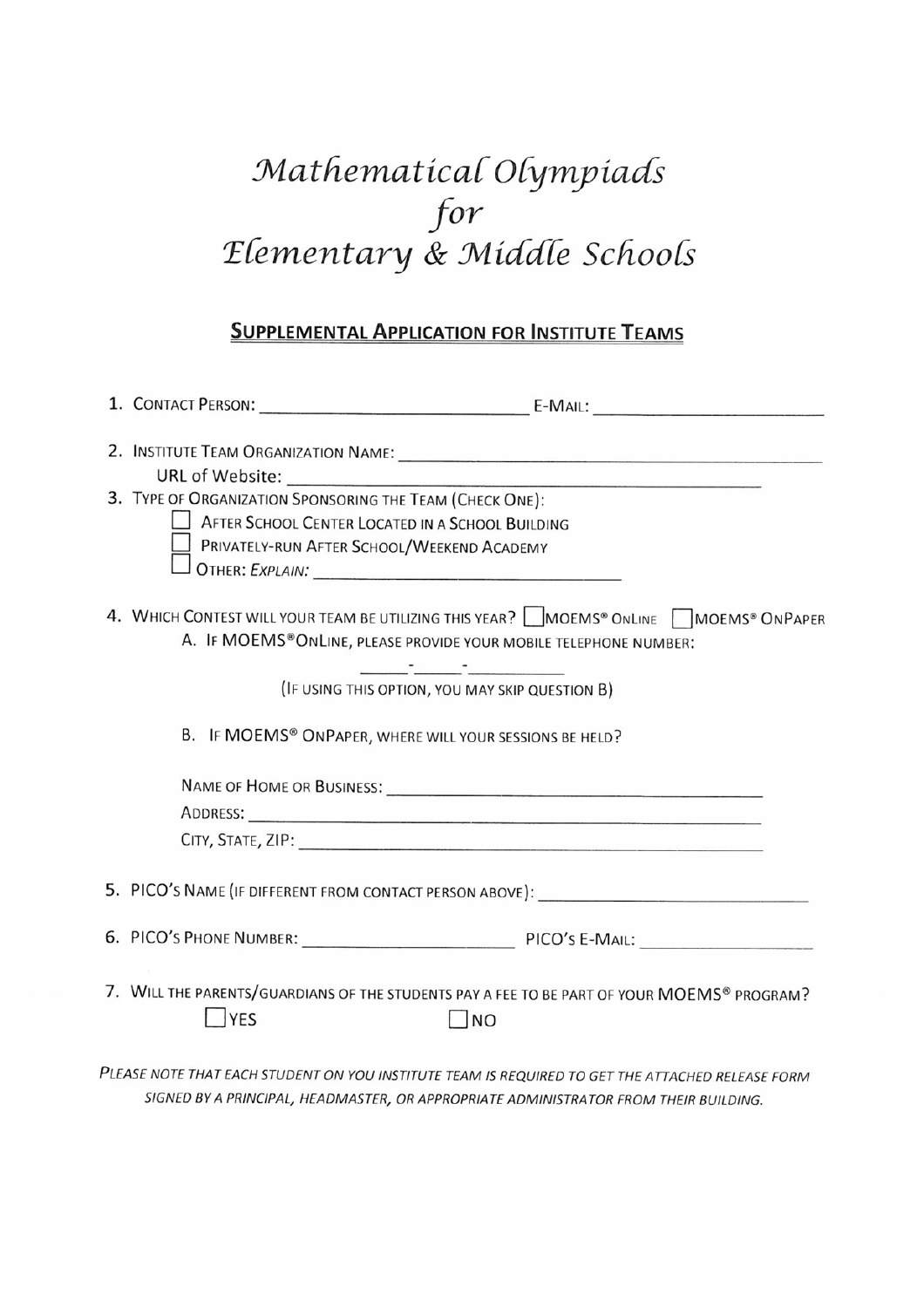# *Mathematical Olympiads for Elementary & Middle Schools*

## SUPPLEMENTAL APPLICATION FOR INSTITUTE TEAMS

1. CONTACT PERSON: ______________________ E-MAIL: ______________________

2. INSTITUTE TEAM ORGANIZATION NAME: ______________________________________

   URL of Website: ______________________________________

3. TYPE OF ORGANIZATION SPONSORING THE TEAM (CHECK ONE):

   ☐ AFTER SCHOOL CENTER LOCATED IN A SCHOOL BUILDING

   ☐ PRIVATELY-RUN AFTER SCHOOL/WEEKEND ACADEMY

   ☐ OTHER: *EXPLAIN:* ______________________________

4. WHICH CONTEST WILL YOUR TEAM BE UTILIZING THIS YEAR? ☐ MOEMS® ONLINE ☐ MOEMS® ONPAPER

   A. IF MOEMS® ONLINE, PLEASE PROVIDE YOUR MOBILE TELEPHONE NUMBER:

   _____-_____-________

   (IF USING THIS OPTION, YOU MAY SKIP QUESTION B)

   B. IF MOEMS® ONPAPER, WHERE WILL YOUR SESSIONS BE HELD?

   NAME OF HOME OR BUSINESS: ______________________________

   ADDRESS: ______________________________

   CITY, STATE, ZIP: ______________________________

5. PICO'S NAME (IF DIFFERENT FROM CONTACT PERSON ABOVE): ______________________

6. PICO'S PHONE NUMBER: ______________________ PICO'S E-MAIL: ______________________

7. WILL THE PARENTS/GUARDIANS OF THE STUDENTS PAY A FEE TO BE PART OF YOUR MOEMS® PROGRAM?

   ☐ YES ☐ NO

*PLEASE NOTE THAT EACH STUDENT ON YOU INSTITUTE TEAM IS REQUIRED TO GET THE ATTACHED RELEASE FORM SIGNED BY A PRINCIPAL, HEADMASTER, OR APPROPRIATE ADMINISTRATOR FROM THEIR BUILDING.*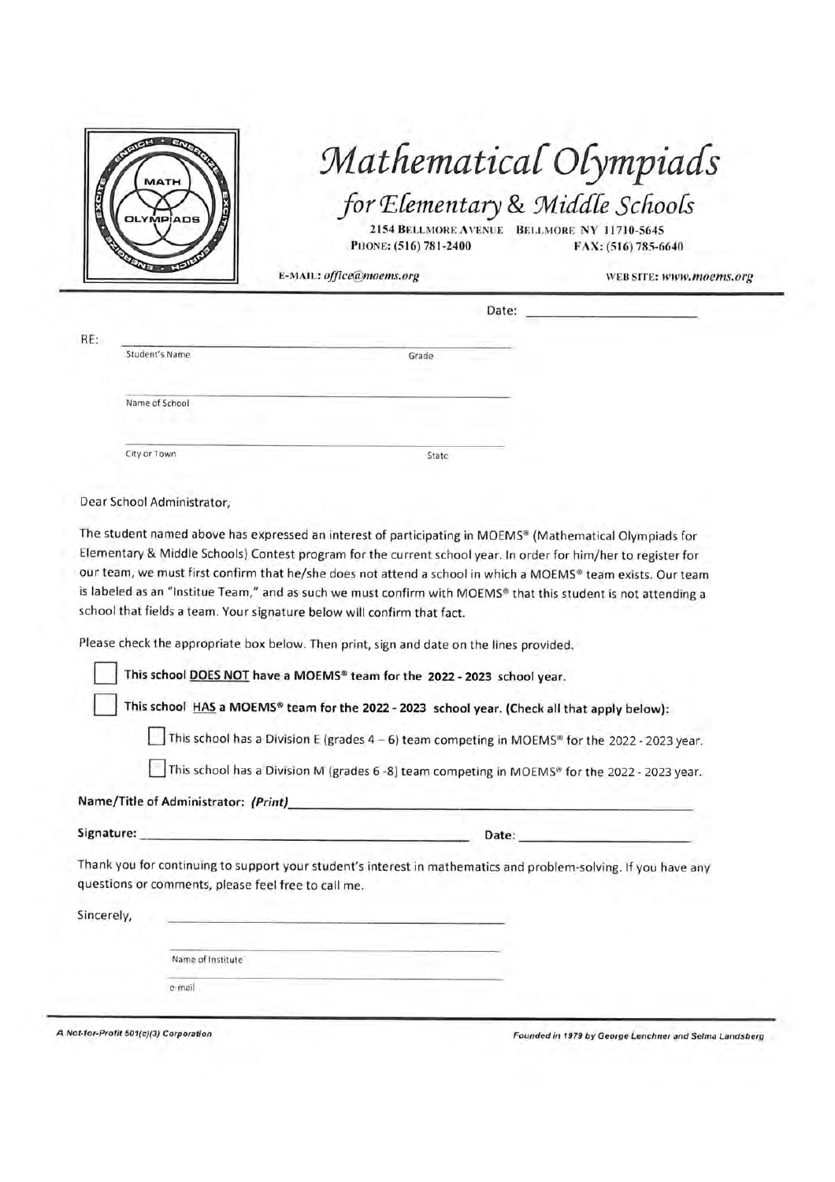# Mathematical Olympiads

## for Elementary & Middle Schools

2154 Bellmore Avenue Bellmore NY 11710-5645
Phone: (516) 781-2400 Fax: (516) 785-6640
E-mail: *office@moems.org* Web site: *www.moems.org*

Date: ____________________

RE: ____________________________________________
Student's Name Grade

____________________________________________
Name of School

____________________________________________
City or Town State

Dear School Administrator,

The student named above has expressed an interest of participating in MOEMS® (Mathematical Olympiads for Elementary & Middle Schools) Contest program for the current school year. In order for him/her to register for our team, we must first confirm that he/she does not attend a school in which a MOEMS® team exists. Our team is labeled as an "Institue Team," and as such we must confirm with MOEMS® that this student is not attending a school that fields a team. Your signature below will confirm that fact.

Please check the appropriate box below. Then print, sign and date on the lines provided.

- ☐ **This school DOES NOT have a MOEMS® team for the 2022 - 2023 school year.**
- ☐ **This school HAS a MOEMS® team for the 2022 - 2023 school year. (Check all that apply below):**
  - ☐ This school has a Division E (grades 4 – 6) team competing in MOEMS® for the 2022 - 2023 year.
  - ☐ This school has a Division M (grades 6 -8) team competing in MOEMS® for the 2022 - 2023 year.

**Name/Title of Administrator: *(Print)*** ____________________________________________

**Signature:** ____________________________________________ Date: ____________________

Thank you for continuing to support your student's interest in mathematics and problem-solving. If you have any questions or comments, please feel free to call me.

Sincerely, ____________________________________________

____________________________________________
Name of Institute

____________________________________________
e-mail

*A Not-for-Profit 501(c)(3) Corporation*

*Founded in 1979 by George Lenchner and Selma Landsberg*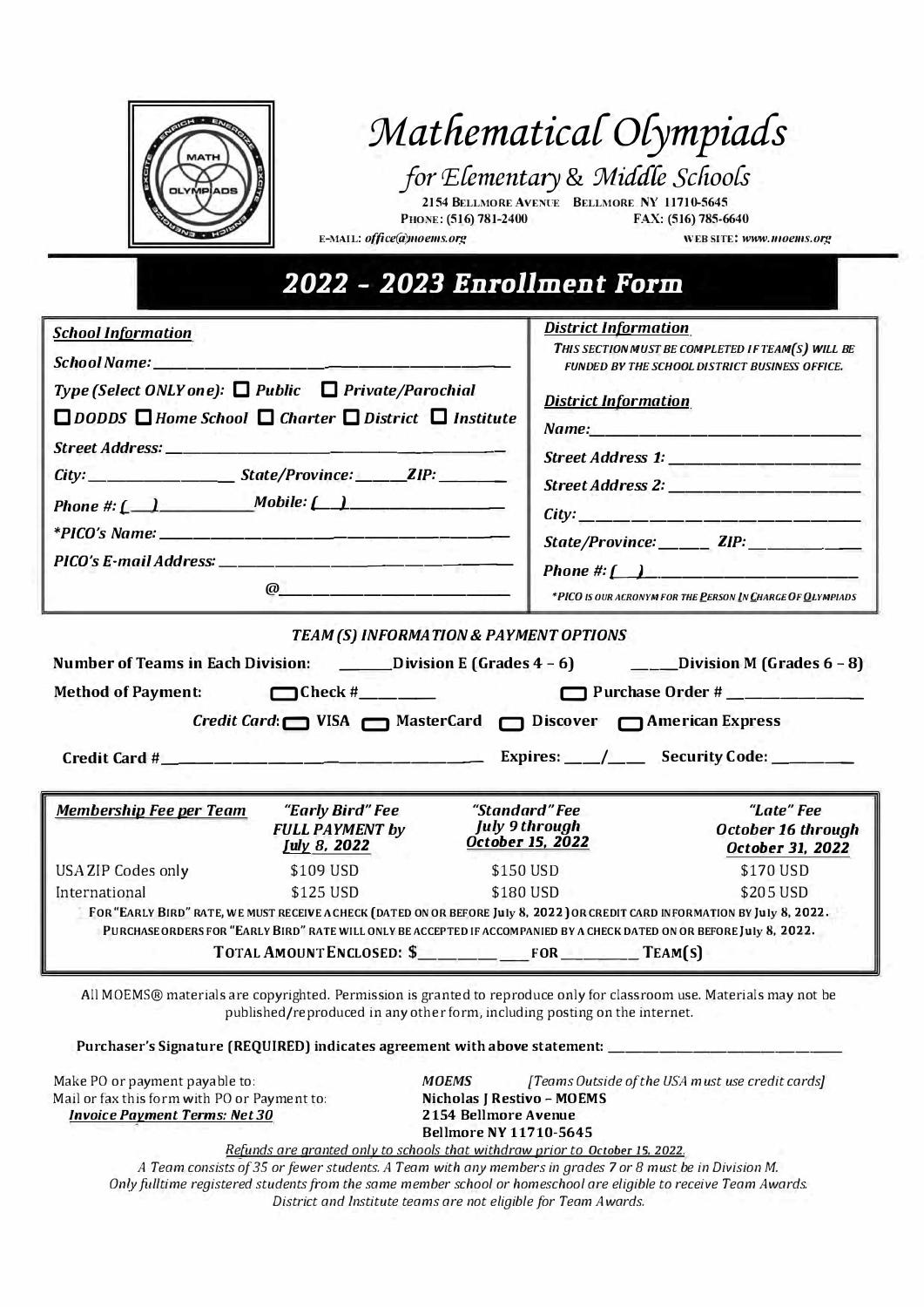# Mathematical Olympiads

## for Elementary & Middle Schools

2154 BELLMORE AVENUE BELLMORE NY 11710-5645
PHONE: (516) 781-2400 FAX: (516) 785-6640
E-MAIL: office@moems.org WEB SITE: www.moems.org

## 2022 – 2023 Enrollment Form

**School Information**

*School Name:* ______________________________

*Type (Select ONLY one):* ☐ *Public* ☐ *Private/Parochial*
☐ *DODDS* ☐ *Home School* ☐ *Charter* ☐ *District* ☐ *Institute*

*Street Address:* ______________________________

*City:* __________ *State/Province:* ______ *ZIP:* ______

*Phone #:* (___) __________ *Mobile:* (___) __________

*\*PICO's Name:* ______________________________

*PICO's E-mail Address:* ______________________________

@ ______________________________

**District Information**

*THIS SECTION MUST BE COMPLETED IF TEAM(S) WILL BE FUNDED BY THE SCHOOL DISTRICT BUSINESS OFFICE.*

**District Information**

*Name:* ______________________________

*Street Address 1:* ______________________________

*Street Address 2:* ______________________________

*City:* ______________________________

*State/Province:* ______ *ZIP:* ______

*Phone #:* (___) ______________________________

*\*PICO IS OUR ACRONYM FOR THE PERSON IN CHARGE OF OLYMPIADS*

### TEAM(S) INFORMATION & PAYMENT OPTIONS

**Number of Teams in Each Division:** ______ **Division E (Grades 4 – 6)** ______ **Division M (Grades 6 – 8)**

**Method of Payment:** ☐ **Check #** ________ ☐ **Purchase Order #** ________

*Credit Card:* ☐ **VISA** ☐ **MasterCard** ☐ **Discover** ☐ **American Express**

**Credit Card #** ______________________________ **Expires:** ____/____ **Security Code:** ________

| *Membership Fee per Team* | *"Early Bird" Fee FULL PAYMENT by July 8, 2022* | *"Standard" Fee July 9 through October 15, 2022* | *"Late" Fee October 16 through October 31, 2022* |
|---|---|---|---|
| USA ZIP Codes only | $109 USD | $150 USD | $170 USD |
| International | $125 USD | $180 USD | $205 USD |

FOR "EARLY BIRD" RATE, WE MUST RECEIVE A CHECK (DATED ON OR BEFORE July 8, 2022) OR CREDIT CARD INFORMATION BY July 8, 2022.
PURCHASE ORDERS FOR "EARLY BIRD" RATE WILL ONLY BE ACCEPTED IF ACCOMPANIED BY A CHECK DATED ON OR BEFORE July 8, 2022.

**TOTAL AMOUNT ENCLOSED: $** ________ **FOR** ________ **TEAM(S)**

All MOEMS® materials are copyrighted. Permission is granted to reproduce only for classroom use. Materials may not be published/reproduced in any other form, including posting on the internet.

**Purchaser's Signature (REQUIRED) indicates agreement with above statement:** ______________________________

Make PO or payment payable to: ***MOEMS*** *[Teams Outside of the USA must use credit cards]*
Mail or fax this form with PO or Payment to: **Nicholas J Restivo – MOEMS**
***Invoice Payment Terms: Net 30*** **2154 Bellmore Avenue**
**Bellmore NY 11710-5645**

*Refunds are granted only to schools that withdraw prior to October 15, 2022.*
*A Team consists of 35 or fewer students. A Team with any members in grades 7 or 8 must be in Division M.*
*Only fulltime registered students from the same member school or homeschool are eligible to receive Team Awards.*
*District and Institute teams are not eligible for Team Awards.*